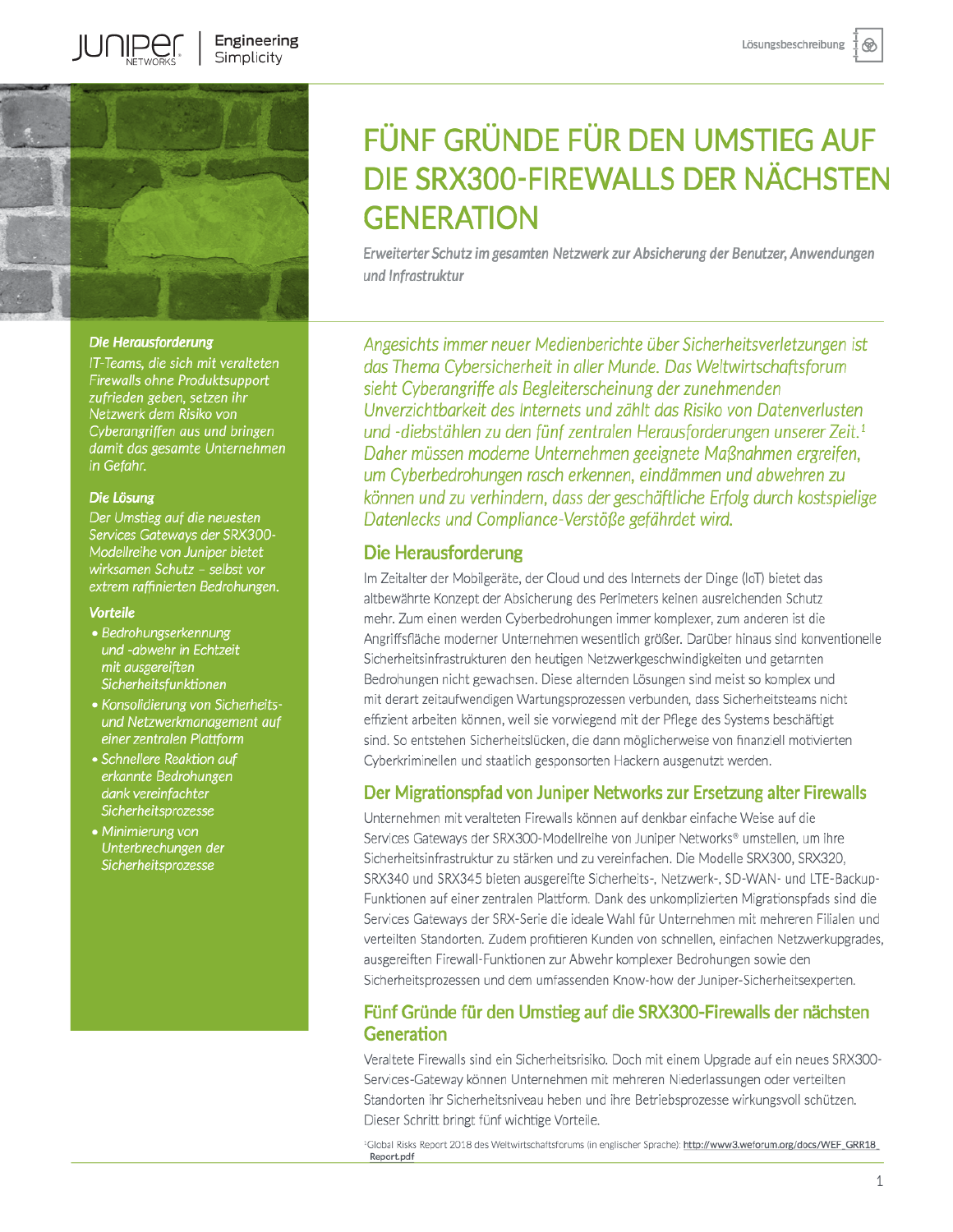# FÜNF GRÜNDE FÜR DEN UMSTIEG AUF DIE SRX300-FIREWALLS DER NÄCHSTEN GENERATION

*Erweiterter Schutz im gesamten Netzwerk zur Absicherung der Benutzer, Anwendungen und Infrastruktur*

***Die Herausforderung***

*IT-Teams, die sich mit veralteten Firewalls ohne Produktsupport zufrieden geben, setzen ihr Netzwerk dem Risiko von Cyberangriffen aus und bringen damit das gesamte Unternehmen in Gefahr.*

***Die Lösung***

*Der Umstieg auf die neuesten Services Gateways der SRX300-Modellreihe von Juniper bietet wirksamen Schutz – selbst vor extrem raffinierten Bedrohungen.*

***Vorteile***

- *Bedrohungserkennung und -abwehr in Echtzeit mit ausgereiften Sicherheitsfunktionen*
- *Konsolidierung von Sicherheits- und Netzwerkmanagement auf einer zentralen Plattform*
- *Schnellere Reaktion auf erkannte Bedrohungen dank vereinfachter Sicherheitsprozesse*
- *Minimierung von Unterbrechungen der Sicherheitsprozesse*

*Angesichts immer neuer Medienberichte über Sicherheitsverletzungen ist das Thema Cybersicherheit in aller Munde. Das Weltwirtschaftsforum sieht Cyberangriffe als Begleiterscheinung der zunehmenden Unverzichtbarkeit des Internets und zählt das Risiko von Datenverlusten und -diebstählen zu den fünf zentralen Herausforderungen unserer Zeit.[1] Daher müssen moderne Unternehmen geeignete Maßnahmen ergreifen, um Cyberbedrohungen rasch erkennen, eindämmen und abwehren zu können und zu verhindern, dass der geschäftliche Erfolg durch kostspielige Datenlecks und Compliance-Verstöße gefährdet wird.*

## Die Herausforderung

Im Zeitalter der Mobilgeräte, der Cloud und des Internets der Dinge (IoT) bietet das altbewährte Konzept der Absicherung des Perimeters keinen ausreichenden Schutz mehr. Zum einen werden Cyberbedrohungen immer komplexer, zum anderen ist die Angriffsfläche moderner Unternehmen wesentlich größer. Darüber hinaus sind konventionelle Sicherheitsinfrastrukturen den heutigen Netzwerkgeschwindigkeiten und getarnten Bedrohungen nicht gewachsen. Diese alternden Lösungen sind meist so komplex und mit derart zeitaufwendigen Wartungsprozessen verbunden, dass Sicherheitsteams nicht effizient arbeiten können, weil sie vorwiegend mit der Pflege des Systems beschäftigt sind. So entstehen Sicherheitslücken, die dann möglicherweise von finanziell motivierten Cyberkriminellen und staatlich gesponsorten Hackern ausgenutzt werden.

## Der Migrationspfad von Juniper Networks zur Ersetzung alter Firewalls

Unternehmen mit veralteten Firewalls können auf denkbar einfache Weise auf die Services Gateways der SRX300-Modellreihe von Juniper Networks® umstellen, um ihre Sicherheitsinfrastruktur zu stärken und zu vereinfachen. Die Modelle SRX300, SRX320, SRX340 und SRX345 bieten ausgereifte Sicherheits-, Netzwerk-, SD-WAN- und LTE-Backup-Funktionen auf einer zentralen Plattform. Dank des unkomplizierten Migrationspfads sind die Services Gateways der SRX-Serie die ideale Wahl für Unternehmen mit mehreren Filialen und verteilten Standorten. Zudem profitieren Kunden von schnellen, einfachen Netzwerkupgrades, ausgereiften Firewall-Funktionen zur Abwehr komplexer Bedrohungen sowie den Sicherheitsprozessen und dem umfassenden Know-how der Juniper-Sicherheitsexperten.

## Fünf Gründe für den Umstieg auf die SRX300-Firewalls der nächsten Generation

Veraltete Firewalls sind ein Sicherheitsrisiko. Doch mit einem Upgrade auf ein neues SRX300-Services-Gateway können Unternehmen mit mehreren Niederlassungen oder verteilten Standorten ihr Sicherheitsniveau heben und ihre Betriebsprozesse wirkungsvoll schützen. Dieser Schritt bringt fünf wichtige Vorteile.

[1] Global Risks Report 2018 des Weltwirtschaftsforums (in englischer Sprache): http://www3.weforum.org/docs/WEF_GRR18_Report.pdf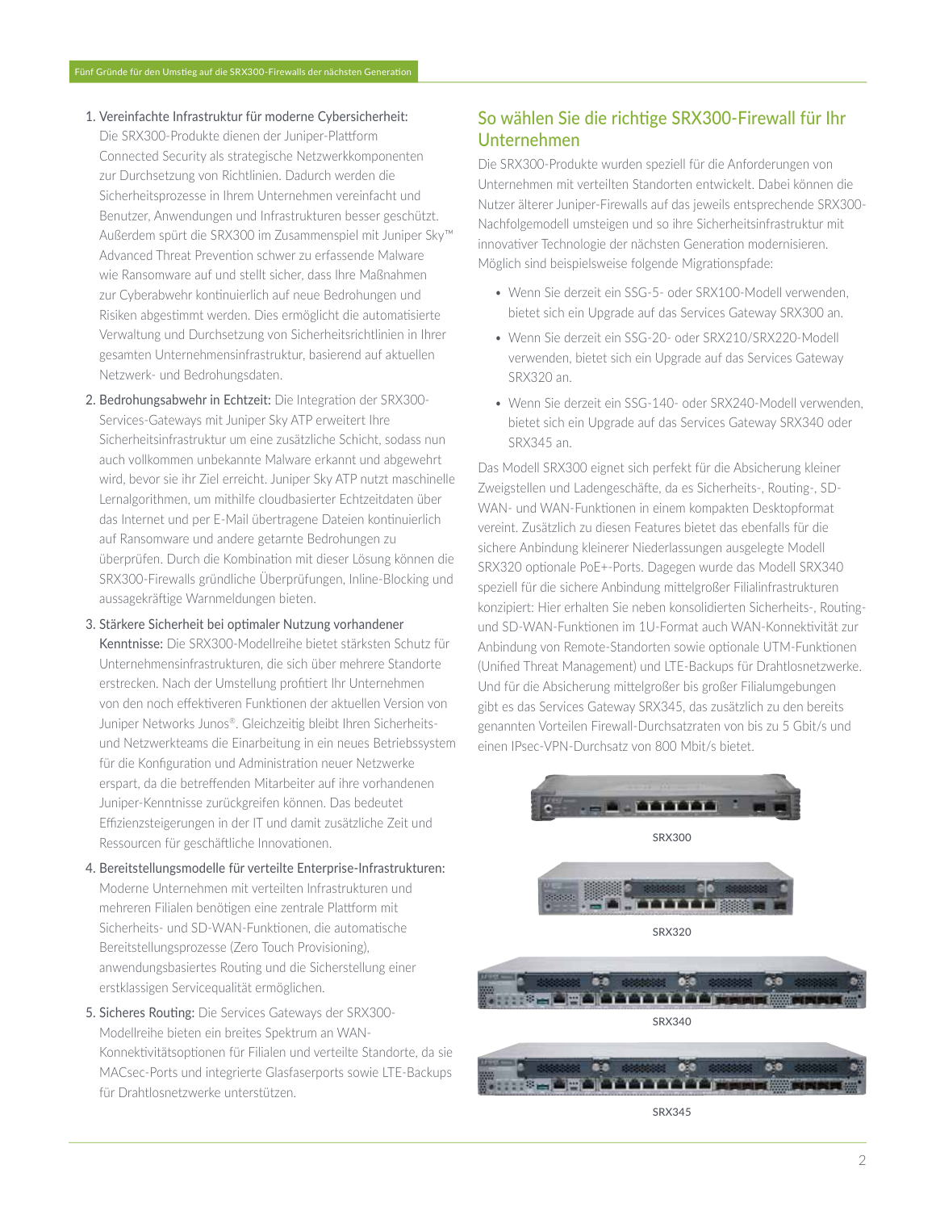1. Vereinfachte Infrastruktur für moderne Cybersicherheit: Die SRX300-Produkte dienen der Juniper-Plattform Connected Security als strategische Netzwerkkomponenten zur Durchsetzung von Richtlinien. Dadurch werden die Sicherheitsprozesse in Ihrem Unternehmen vereinfacht und Benutzer, Anwendungen und Infrastrukturen besser geschützt. Außerdem spürt die SRX300 im Zusammenspiel mit Juniper Sky™ Advanced Threat Prevention schwer zu erfassende Malware wie Ransomware auf und stellt sicher, dass Ihre Maßnahmen zur Cyberabwehr kontinuierlich auf neue Bedrohungen und Risiken abgestimmt werden. Dies ermöglicht die automatisierte Verwaltung und Durchsetzung von Sicherheitsrichtlinien in Ihrer gesamten Unternehmensinfrastruktur, basierend auf aktuellen Netzwerk- und Bedrohungsdaten.
2. Bedrohungsabwehr in Echtzeit: Die Integration der SRX300-Services-Gateways mit Juniper Sky ATP erweitert Ihre Sicherheitsinfrastruktur um eine zusätzliche Schicht, sodass nun auch vollkommen unbekannte Malware erkannt und abgewehrt wird, bevor sie ihr Ziel erreicht. Juniper Sky ATP nutzt maschinelle Lernalgorithmen, um mithilfe cloudbasierter Echtzeitdaten über das Internet und per E-Mail übertragene Dateien kontinuierlich auf Ransomware und andere getarnte Bedrohungen zu überprüfen. Durch die Kombination mit dieser Lösung können die SRX300-Firewalls gründliche Überprüfungen, Inline-Blocking und aussagekräftige Warnmeldungen bieten.
3. Stärkere Sicherheit bei optimaler Nutzung vorhandener Kenntnisse: Die SRX300-Modellreihe bietet stärksten Schutz für Unternehmensinfrastrukturen, die sich über mehrere Standorte erstrecken. Nach der Umstellung profitiert Ihr Unternehmen von den noch effektiveren Funktionen der aktuellen Version von Juniper Networks Junos®. Gleichzeitig bleibt Ihren Sicherheits- und Netzwerkteams die Einarbeitung in ein neues Betriebssystem für die Konfiguration und Administration neuer Netzwerke erspart, da die betreffenden Mitarbeiter auf ihre vorhandenen Juniper-Kenntnisse zurückgreifen können. Das bedeutet Effizienzsteigerungen in der IT und damit zusätzliche Zeit und Ressourcen für geschäftliche Innovationen.
4. Bereitstellungsmodelle für verteilte Enterprise-Infrastrukturen: Moderne Unternehmen mit verteilten Infrastrukturen und mehreren Filialen benötigen eine zentrale Plattform mit Sicherheits- und SD-WAN-Funktionen, die automatische Bereitstellungsprozesse (Zero Touch Provisioning), anwendungsbasiertes Routing und die Sicherstellung einer erstklassigen Servicequalität ermöglichen.
5. Sicheres Routing: Die Services Gateways der SRX300-Modellreihe bieten ein breites Spektrum an WAN-Konnektivitätsoptionen für Filialen und verteilte Standorte, da sie MACsec-Ports und integrierte Glasfaserports sowie LTE-Backups für Drahtlosnetzwerke unterstützen.

## So wählen Sie die richtige SRX300-Firewall für Ihr Unternehmen

Die SRX300-Produkte wurden speziell für die Anforderungen von Unternehmen mit verteilten Standorten entwickelt. Dabei können die Nutzer älterer Juniper-Firewalls auf das jeweils entsprechende SRX300-Nachfolgemodell umsteigen und so ihre Sicherheitsinfrastruktur mit innovativer Technologie der nächsten Generation modernisieren. Möglich sind beispielsweise folgende Migrationspfade:

- Wenn Sie derzeit ein SSG-5- oder SRX100-Modell verwenden, bietet sich ein Upgrade auf das Services Gateway SRX300 an.
- Wenn Sie derzeit ein SSG-20- oder SRX210/SRX220-Modell verwenden, bietet sich ein Upgrade auf das Services Gateway SRX320 an.
- Wenn Sie derzeit ein SSG-140- oder SRX240-Modell verwenden, bietet sich ein Upgrade auf das Services Gateway SRX340 oder SRX345 an.

Das Modell SRX300 eignet sich perfekt für die Absicherung kleiner Zweigstellen und Ladengeschäfte, da es Sicherheits-, Routing-, SD-WAN- und WAN-Funktionen in einem kompakten Desktopformat vereint. Zusätzlich zu diesen Features bietet das ebenfalls für die sichere Anbindung kleinerer Niederlassungen ausgelegte Modell SRX320 optionale PoE+-Ports. Dagegen wurde das Modell SRX340 speziell für die sichere Anbindung mittelgroßer Filialinfrastrukturen konzipiert: Hier erhalten Sie neben konsolidierten Sicherheits-, Routing- und SD-WAN-Funktionen im 1U-Format auch WAN-Konnektivität zur Anbindung von Remote-Standorten sowie optionale UTM-Funktionen (Unified Threat Management) und LTE-Backups für Drahtlosnetzwerke. Und für die Absicherung mittelgroßer bis großer Filialumgebungen gibt es das Services Gateway SRX345, das zusätzlich zu den bereits genannten Vorteilen Firewall-Durchsatzraten von bis zu 5 Gbit/s und einen IPsec-VPN-Durchsatz von 800 Mbit/s bietet.

SRX300

SRX320

SRX340

SRX345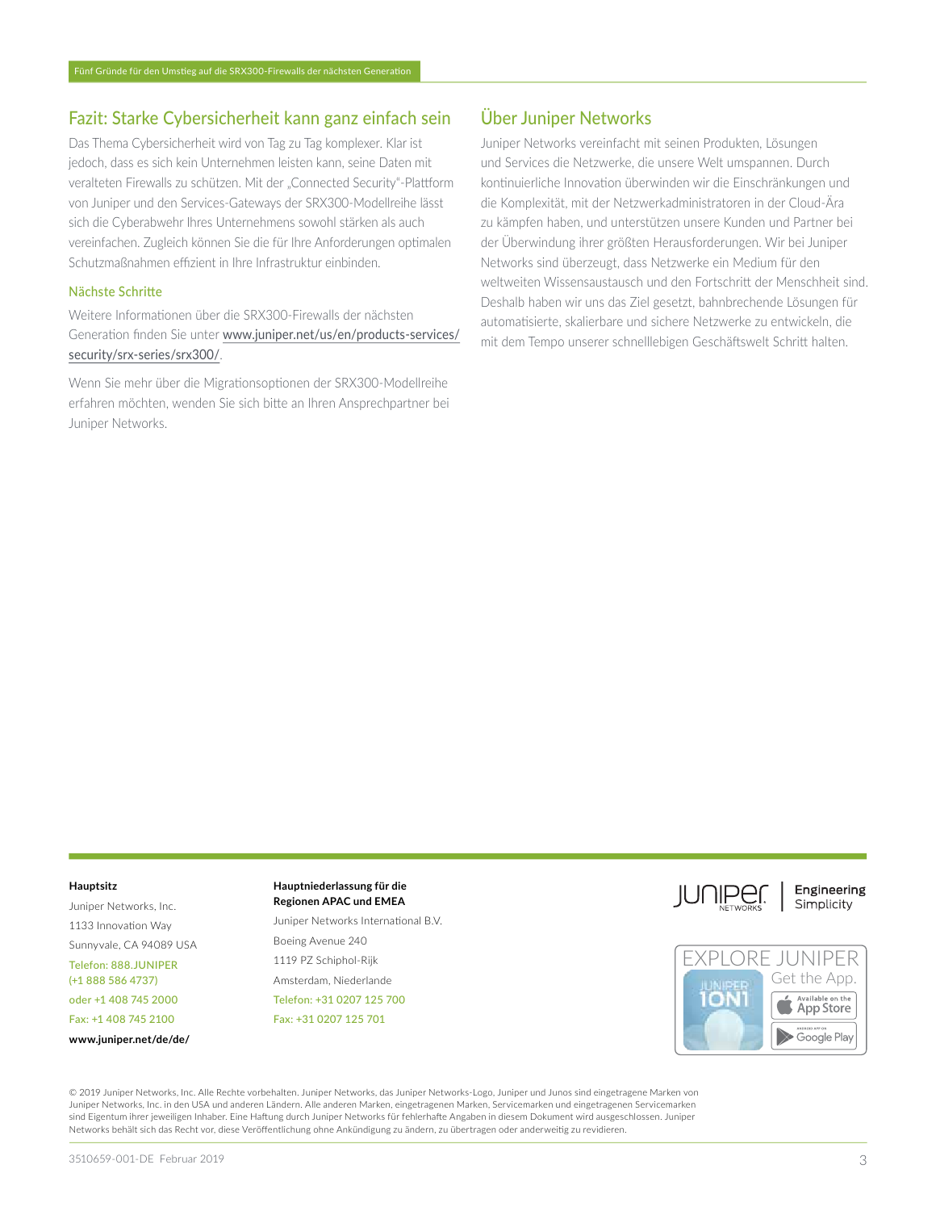## Fazit: Starke Cybersicherheit kann ganz einfach sein

Das Thema Cybersicherheit wird von Tag zu Tag komplexer. Klar ist jedoch, dass es sich kein Unternehmen leisten kann, seine Daten mit veralteten Firewalls zu schützen. Mit der „Connected Security"-Plattform von Juniper und den Services-Gateways der SRX300-Modellreihe lässt sich die Cyberabwehr Ihres Unternehmens sowohl stärken als auch vereinfachen. Zugleich können Sie die für Ihre Anforderungen optimalen Schutzmaßnahmen effizient in Ihre Infrastruktur einbinden.

### Nächste Schritte

Weitere Informationen über die SRX300-Firewalls der nächsten Generation finden Sie unter www.juniper.net/us/en/products-services/security/srx-series/srx300/.

Wenn Sie mehr über die Migrationsoptionen der SRX300-Modellreihe erfahren möchten, wenden Sie sich bitte an Ihren Ansprechpartner bei Juniper Networks.

## Über Juniper Networks

Juniper Networks vereinfacht mit seinen Produkten, Lösungen und Services die Netzwerke, die unsere Welt umspannen. Durch kontinuierliche Innovation überwinden wir die Einschränkungen und die Komplexität, mit der Netzwerkadministratoren in der Cloud-Ära zu kämpfen haben, und unterstützen unsere Kunden und Partner bei der Überwindung ihrer größten Herausforderungen. Wir bei Juniper Networks sind überzeugt, dass Netzwerke ein Medium für den weltweiten Wissensaustausch und den Fortschritt der Menschheit sind. Deshalb haben wir uns das Ziel gesetzt, bahnbrechende Lösungen für automatisierte, skalierbare und sichere Netzwerke zu entwickeln, die mit dem Tempo unserer schnelllebigen Geschäftswelt Schritt halten.

**Hauptsitz**

Juniper Networks, Inc.
1133 Innovation Way
Sunnyvale, CA 94089 USA
Telefon: 888.JUNIPER
(+1 888 586 4737)
oder +1 408 745 2000
Fax: +1 408 745 2100
**www.juniper.net/de/de/**

**Hauptniederlassung für die Regionen APAC und EMEA**

Juniper Networks International B.V.
Boeing Avenue 240
1119 PZ Schiphol-Rijk
Amsterdam, Niederlande
Telefon: +31 0207 125 700
Fax: +31 0207 125 701

Juniper Networks | Engineering Simplicity

EXPLORE JUNIPER
Get the App.
Juniper 1ON1
Available on the App Store
Android App on Google Play

© 2019 Juniper Networks, Inc. Alle Rechte vorbehalten. Juniper Networks, das Juniper Networks-Logo, Juniper und Junos sind eingetragene Marken von Juniper Networks, Inc. in den USA und anderen Ländern. Alle anderen Marken, eingetragenen Marken, Servicemarken und eingetragenen Servicemarken sind Eigentum ihrer jeweiligen Inhaber. Eine Haftung durch Juniper Networks für fehlerhafte Angaben in diesem Dokument wird ausgeschlossen. Juniper Networks behält sich das Recht vor, diese Veröffentlichung ohne Ankündigung zu ändern, zu übertragen oder anderweitig zu revidieren.

3510659-001-DE Februar 2019